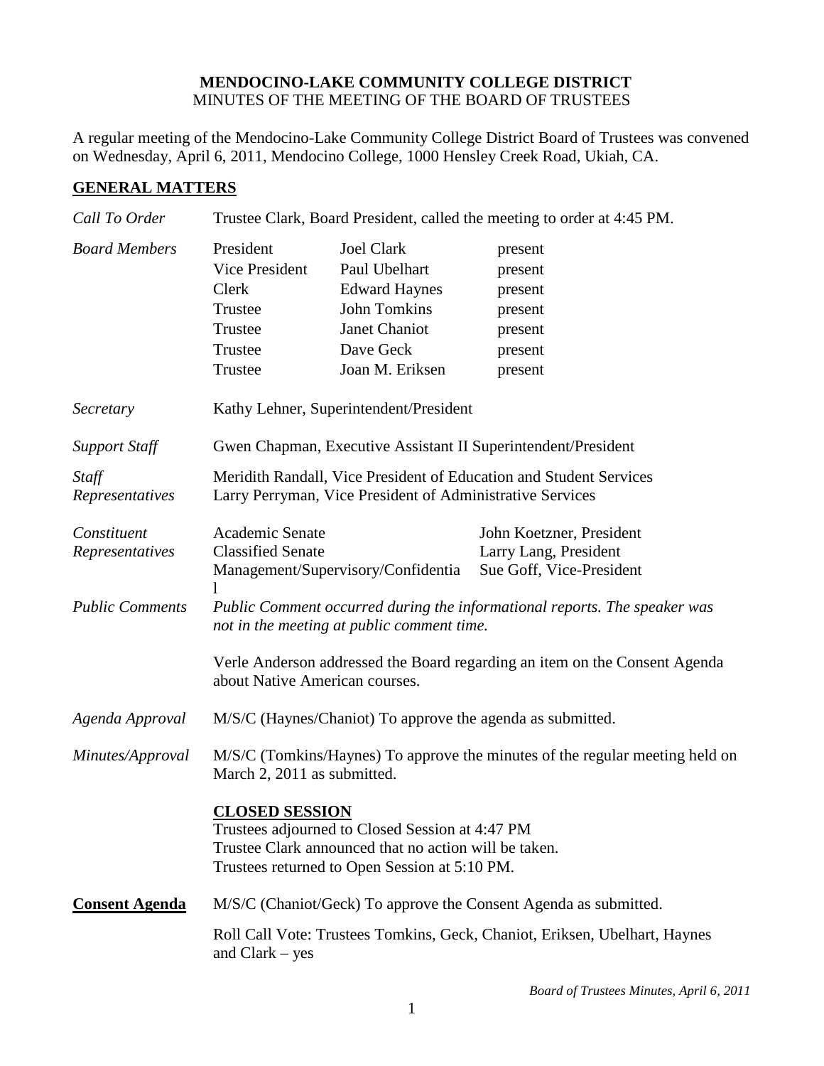**MENDOCINO-LAKE COMMUNITY COLLEGE DISTRICT**
MINUTES OF THE MEETING OF THE BOARD OF TRUSTEES

A regular meeting of the Mendocino-Lake Community College District Board of Trustees was convened on Wednesday, April 6, 2011, Mendocino College, 1000 Hensley Creek Road, Ukiah, CA.

## GENERAL MATTERS

*Call To Order* — Trustee Clark, Board President, called the meeting to order at 4:45 PM.

*Board Members*

| | | |
|---|---|---|
| President | Joel Clark | present |
| Vice President | Paul Ubelhart | present |
| Clerk | Edward Haynes | present |
| Trustee | John Tomkins | present |
| Trustee | Janet Chaniot | present |
| Trustee | Dave Geck | present |
| Trustee | Joan M. Eriksen | present |

*Secretary* — Kathy Lehner, Superintendent/President

*Support Staff* — Gwen Chapman, Executive Assistant II Superintendent/President

*Staff Representatives* — Meridith Randall, Vice President of Education and Student Services
Larry Perryman, Vice President of Administrative Services

*Constituent Representatives*

| | |
|---|---|
| Academic Senate | John Koetzner, President |
| Classified Senate | Larry Lang, President |
| Management/Supervisory/Confidential | Sue Goff, Vice-President |

*Public Comments* — *Public Comment occurred during the informational reports. The speaker was not in the meeting at public comment time.*

Verle Anderson addressed the Board regarding an item on the Consent Agenda about Native American courses.

*Agenda Approval* — M/S/C (Haynes/Chaniot) To approve the agenda as submitted.

*Minutes/Approval* — M/S/C (Tomkins/Haynes) To approve the minutes of the regular meeting held on March 2, 2011 as submitted.

**CLOSED SESSION**

Trustees adjourned to Closed Session at 4:47 PM
Trustee Clark announced that no action will be taken.
Trustees returned to Open Session at 5:10 PM.

**Consent Agenda** — M/S/C (Chaniot/Geck) To approve the Consent Agenda as submitted.

Roll Call Vote: Trustees Tomkins, Geck, Chaniot, Eriksen, Ubelhart, Haynes and Clark – yes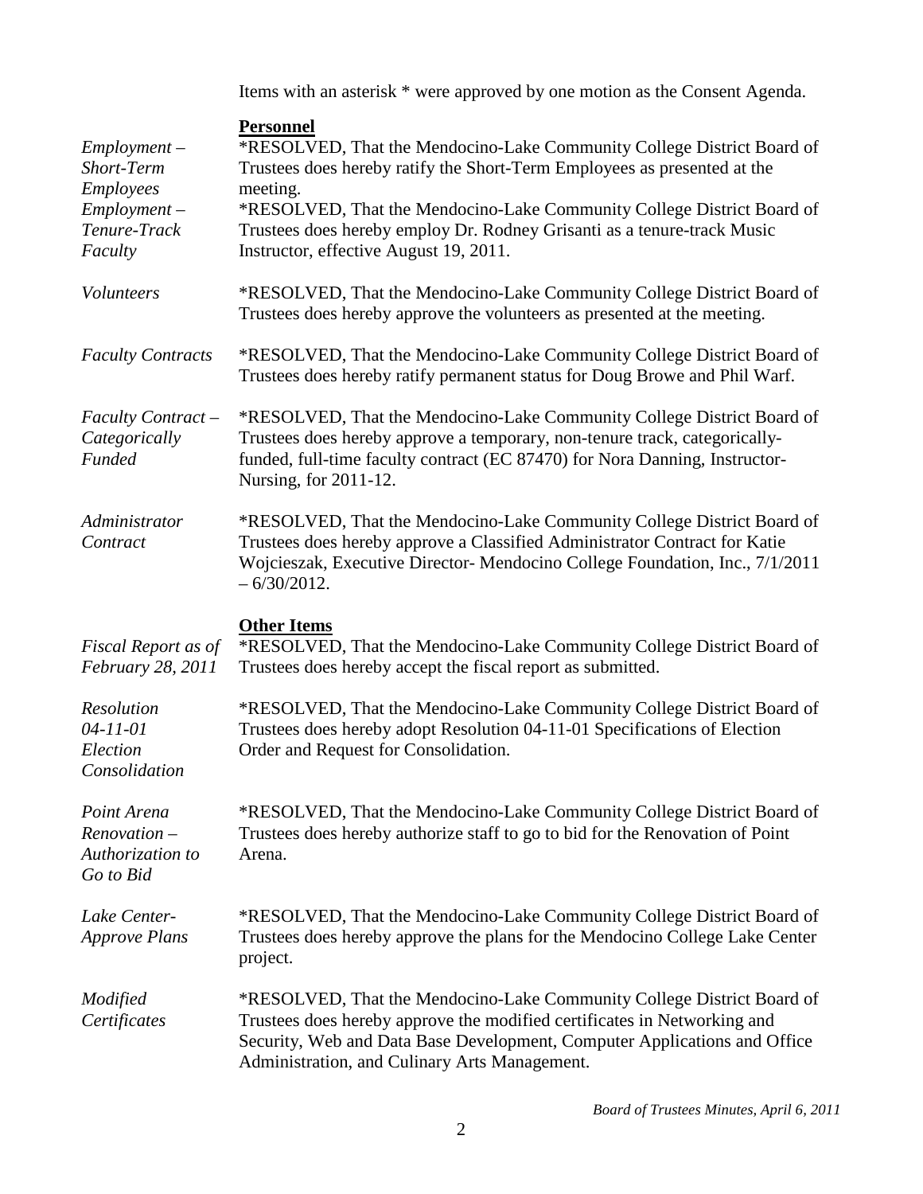Items with an asterisk * were approved by one motion as the Consent Agenda.

**Personnel**

*Employment – Short-Term Employees*
*RESOLVED, That the Mendocino-Lake Community College District Board of Trustees does hereby ratify the Short-Term Employees as presented at the meeting.

*Employment – Tenure-Track Faculty*
*RESOLVED, That the Mendocino-Lake Community College District Board of Trustees does hereby employ Dr. Rodney Grisanti as a tenure-track Music Instructor, effective August 19, 2011.

*Volunteers*
*RESOLVED, That the Mendocino-Lake Community College District Board of Trustees does hereby approve the volunteers as presented at the meeting.

*Faculty Contracts*
*RESOLVED, That the Mendocino-Lake Community College District Board of Trustees does hereby ratify permanent status for Doug Browe and Phil Warf.

*Faculty Contract – Categorically Funded*
*RESOLVED, That the Mendocino-Lake Community College District Board of Trustees does hereby approve a temporary, non-tenure track, categorically-funded, full-time faculty contract (EC 87470) for Nora Danning, Instructor-Nursing, for 2011-12.

*Administrator Contract*
*RESOLVED, That the Mendocino-Lake Community College District Board of Trustees does hereby approve a Classified Administrator Contract for Katie Wojcieszak, Executive Director- Mendocino College Foundation, Inc., 7/1/2011 – 6/30/2012.

**Other Items**

*Fiscal Report as of February 28, 2011*
*RESOLVED, That the Mendocino-Lake Community College District Board of Trustees does hereby accept the fiscal report as submitted.

*Resolution 04-11-01 Election Consolidation*
*RESOLVED, That the Mendocino-Lake Community College District Board of Trustees does hereby adopt Resolution 04-11-01 Specifications of Election Order and Request for Consolidation.

*Point Arena Renovation – Authorization to Go to Bid*
*RESOLVED, That the Mendocino-Lake Community College District Board of Trustees does hereby authorize staff to go to bid for the Renovation of Point Arena.

*Lake Center-Approve Plans*
*RESOLVED, That the Mendocino-Lake Community College District Board of Trustees does hereby approve the plans for the Mendocino College Lake Center project.

*Modified Certificates*
*RESOLVED, That the Mendocino-Lake Community College District Board of Trustees does hereby approve the modified certificates in Networking and Security, Web and Data Base Development, Computer Applications and Office Administration, and Culinary Arts Management.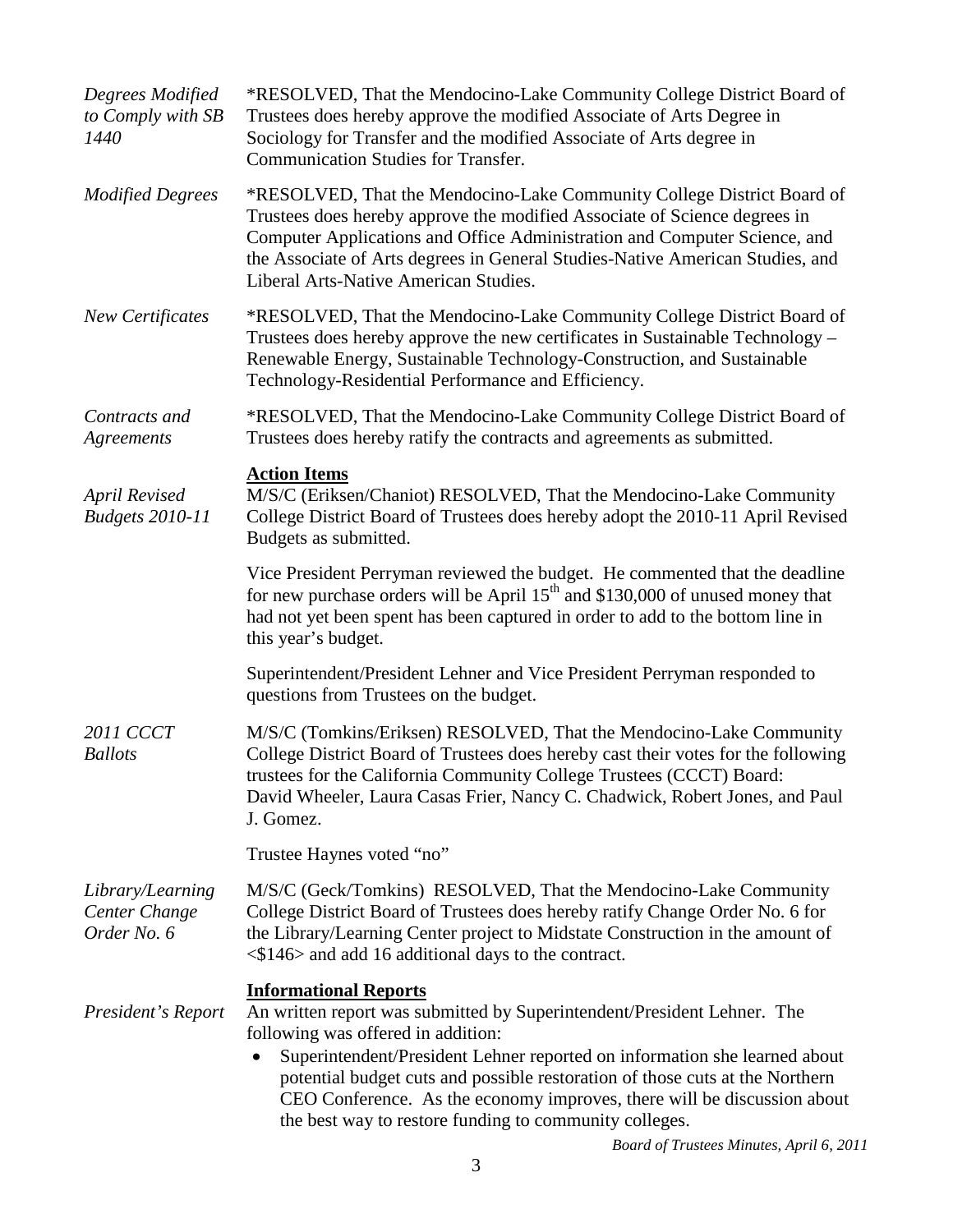*Degrees Modified to Comply with SB 1440*

*RESOLVED, That the Mendocino-Lake Community College District Board of Trustees does hereby approve the modified Associate of Arts Degree in Sociology for Transfer and the modified Associate of Arts degree in Communication Studies for Transfer.

*Modified Degrees*

*RESOLVED, That the Mendocino-Lake Community College District Board of Trustees does hereby approve the modified Associate of Science degrees in Computer Applications and Office Administration and Computer Science, and the Associate of Arts degrees in General Studies-Native American Studies, and Liberal Arts-Native American Studies.

*New Certificates*

*RESOLVED, That the Mendocino-Lake Community College District Board of Trustees does hereby approve the new certificates in Sustainable Technology – Renewable Energy, Sustainable Technology-Construction, and Sustainable Technology-Residential Performance and Efficiency.

*Contracts and Agreements*

*RESOLVED, That the Mendocino-Lake Community College District Board of Trustees does hereby ratify the contracts and agreements as submitted.

**Action Items**

*April Revised Budgets 2010-11*

M/S/C (Eriksen/Chaniot) RESOLVED, That the Mendocino-Lake Community College District Board of Trustees does hereby adopt the 2010-11 April Revised Budgets as submitted.

Vice President Perryman reviewed the budget. He commented that the deadline for new purchase orders will be April 15th and $130,000 of unused money that had not yet been spent has been captured in order to add to the bottom line in this year's budget.

Superintendent/President Lehner and Vice President Perryman responded to questions from Trustees on the budget.

*2011 CCCT Ballots*

M/S/C (Tomkins/Eriksen) RESOLVED, That the Mendocino-Lake Community College District Board of Trustees does hereby cast their votes for the following trustees for the California Community College Trustees (CCCT) Board: David Wheeler, Laura Casas Frier, Nancy C. Chadwick, Robert Jones, and Paul J. Gomez.

Trustee Haynes voted "no"

*Library/Learning Center Change Order No. 6*

M/S/C (Geck/Tomkins) RESOLVED, That the Mendocino-Lake Community College District Board of Trustees does hereby ratify Change Order No. 6 for the Library/Learning Center project to Midstate Construction in the amount of <$146> and add 16 additional days to the contract.

**Informational Reports**

*President's Report*

An written report was submitted by Superintendent/President Lehner. The following was offered in addition:

- Superintendent/President Lehner reported on information she learned about potential budget cuts and possible restoration of those cuts at the Northern CEO Conference. As the economy improves, there will be discussion about the best way to restore funding to community colleges.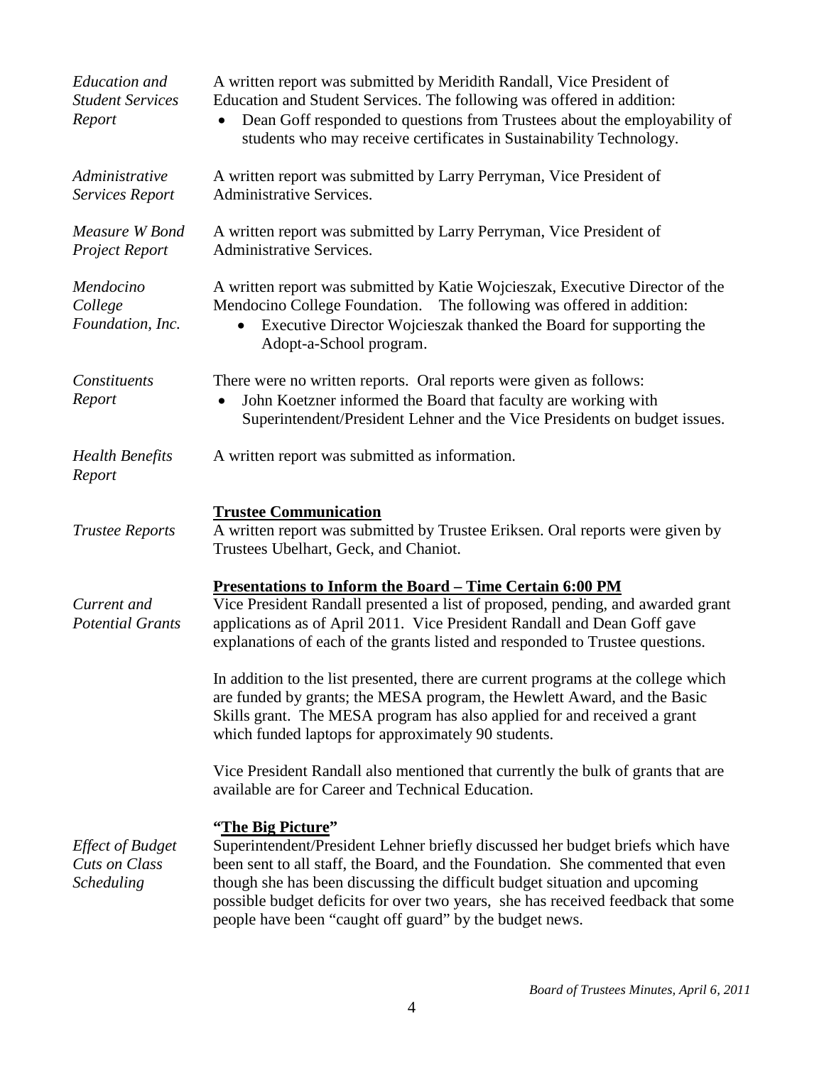*Education and Student Services Report*

A written report was submitted by Meridith Randall, Vice President of Education and Student Services. The following was offered in addition:

- Dean Goff responded to questions from Trustees about the employability of students who may receive certificates in Sustainability Technology.

*Administrative Services Report*

A written report was submitted by Larry Perryman, Vice President of Administrative Services.

*Measure W Bond Project Report*

A written report was submitted by Larry Perryman, Vice President of Administrative Services.

*Mendocino College Foundation, Inc.*

A written report was submitted by Katie Wojcieszak, Executive Director of the Mendocino College Foundation. The following was offered in addition:

- Executive Director Wojcieszak thanked the Board for supporting the Adopt-a-School program.

*Constituents Report*

There were no written reports. Oral reports were given as follows:

- John Koetzner informed the Board that faculty are working with Superintendent/President Lehner and the Vice Presidents on budget issues.

*Health Benefits Report*

A written report was submitted as information.

## **Trustee Communication**

*Trustee Reports*

A written report was submitted by Trustee Eriksen. Oral reports were given by Trustees Ubelhart, Geck, and Chaniot.

## **Presentations to Inform the Board – Time Certain 6:00 PM**

*Current and Potential Grants*

Vice President Randall presented a list of proposed, pending, and awarded grant applications as of April 2011. Vice President Randall and Dean Goff gave explanations of each of the grants listed and responded to Trustee questions.

In addition to the list presented, there are current programs at the college which are funded by grants; the MESA program, the Hewlett Award, and the Basic Skills grant. The MESA program has also applied for and received a grant which funded laptops for approximately 90 students.

Vice President Randall also mentioned that currently the bulk of grants that are available are for Career and Technical Education.

## **"The Big Picture"**

*Effect of Budget Cuts on Class Scheduling*

Superintendent/President Lehner briefly discussed her budget briefs which have been sent to all staff, the Board, and the Foundation. She commented that even though she has been discussing the difficult budget situation and upcoming possible budget deficits for over two years, she has received feedback that some people have been "caught off guard" by the budget news.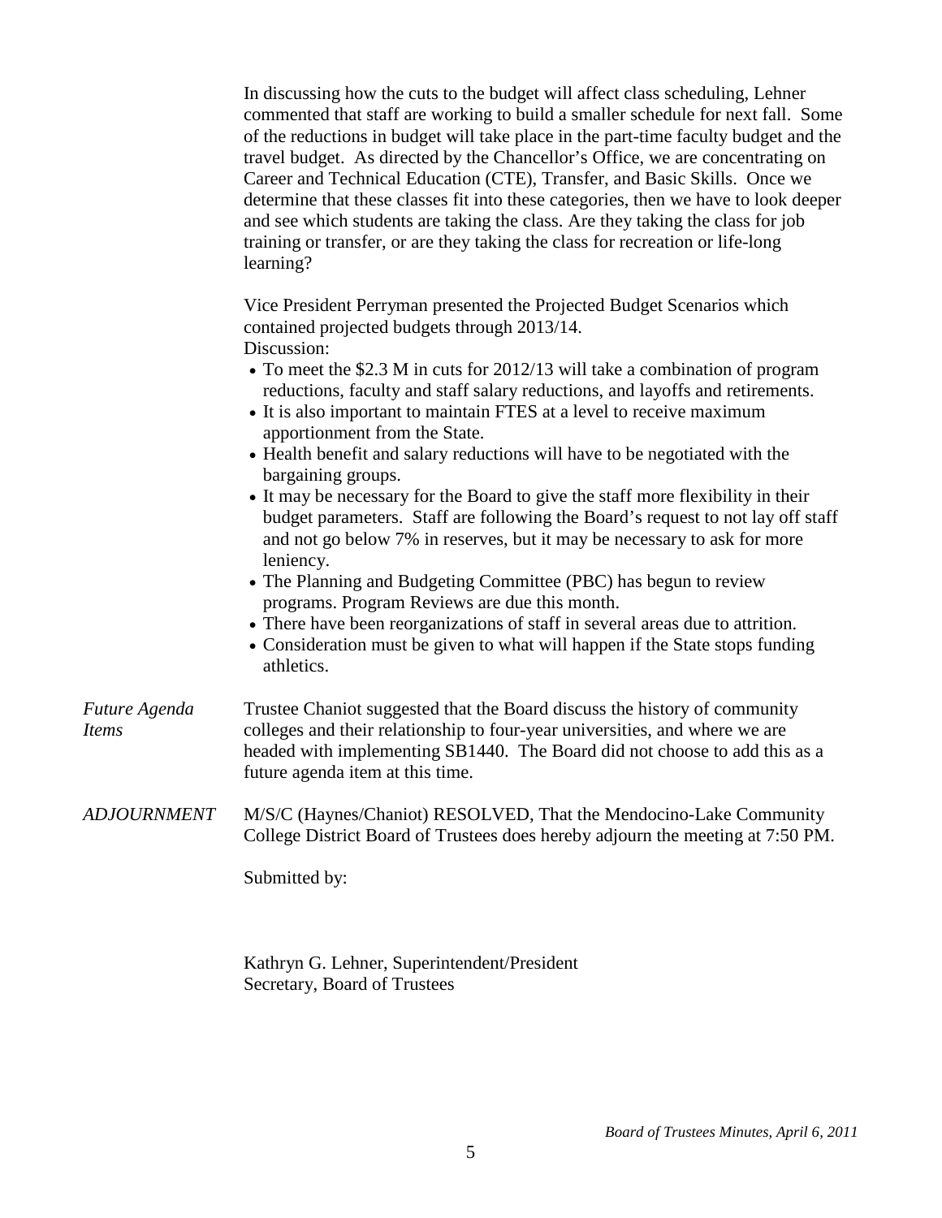In discussing how the cuts to the budget will affect class scheduling, Lehner commented that staff are working to build a smaller schedule for next fall. Some of the reductions in budget will take place in the part-time faculty budget and the travel budget. As directed by the Chancellor's Office, we are concentrating on Career and Technical Education (CTE), Transfer, and Basic Skills. Once we determine that these classes fit into these categories, then we have to look deeper and see which students are taking the class. Are they taking the class for job training or transfer, or are they taking the class for recreation or life-long learning?

Vice President Perryman presented the Projected Budget Scenarios which contained projected budgets through 2013/14.
Discussion:

- To meet the $2.3 M in cuts for 2012/13 will take a combination of program reductions, faculty and staff salary reductions, and layoffs and retirements.
- It is also important to maintain FTES at a level to receive maximum apportionment from the State.
- Health benefit and salary reductions will have to be negotiated with the bargaining groups.
- It may be necessary for the Board to give the staff more flexibility in their budget parameters. Staff are following the Board's request to not lay off staff and not go below 7% in reserves, but it may be necessary to ask for more leniency.
- The Planning and Budgeting Committee (PBC) has begun to review programs. Program Reviews are due this month.
- There have been reorganizations of staff in several areas due to attrition.
- Consideration must be given to what will happen if the State stops funding athletics.

*Future Agenda Items*

Trustee Chaniot suggested that the Board discuss the history of community colleges and their relationship to four-year universities, and where we are headed with implementing SB1440. The Board did not choose to add this as a future agenda item at this time.

*ADJOURNMENT*

M/S/C (Haynes/Chaniot) RESOLVED, That the Mendocino-Lake Community College District Board of Trustees does hereby adjourn the meeting at 7:50 PM.

Submitted by:

Kathryn G. Lehner, Superintendent/President
Secretary, Board of Trustees